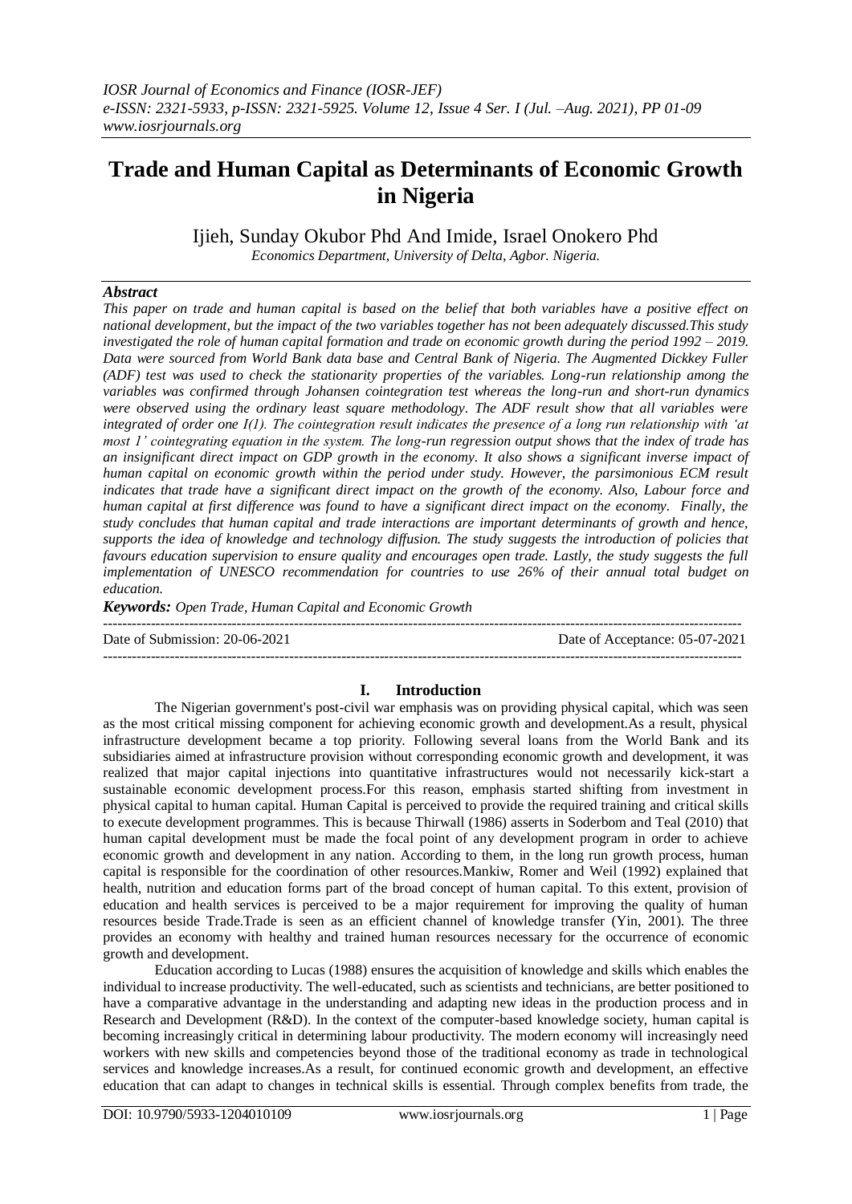# Trade and Human Capital as Determinants of Economic Growth in Nigeria

Ijieh, Sunday Okubor Phd And Imide, Israel Onokero Phd

*Economics Department, University of Delta, Agbor. Nigeria.*

## *Abstract*

*This paper on trade and human capital is based on the belief that both variables have a positive effect on national development, but the impact of the two variables together has not been adequately discussed.This study investigated the role of human capital formation and trade on economic growth during the period 1992 – 2019. Data were sourced from World Bank data base and Central Bank of Nigeria. The Augmented Dickkey Fuller (ADF) test was used to check the stationarity properties of the variables. Long-run relationship among the variables was confirmed through Johansen cointegration test whereas the long-run and short-run dynamics were observed using the ordinary least square methodology. The ADF result show that all variables were integrated of order one I(1). The cointegration result indicates the presence of a long run relationship with 'at most 1' cointegrating equation in the system. The long-run regression output shows that the index of trade has an insignificant direct impact on GDP growth in the economy. It also shows a significant inverse impact of human capital on economic growth within the period under study. However, the parsimonious ECM result indicates that trade have a significant direct impact on the growth of the economy. Also, Labour force and human capital at first difference was found to have a significant direct impact on the economy. Finally, the study concludes that human capital and trade interactions are important determinants of growth and hence, supports the idea of knowledge and technology diffusion. The study suggests the introduction of policies that favours education supervision to ensure quality and encourages open trade. Lastly, the study suggests the full implementation of UNESCO recommendation for countries to use 26% of their annual total budget on education.*

***Keywords:*** *Open Trade, Human Capital and Economic Growth*

---

Date of Submission: 20-06-2021 Date of Acceptance: 05-07-2021

---

## I. Introduction

The Nigerian government's post-civil war emphasis was on providing physical capital, which was seen as the most critical missing component for achieving economic growth and development.As a result, physical infrastructure development became a top priority. Following several loans from the World Bank and its subsidiaries aimed at infrastructure provision without corresponding economic growth and development, it was realized that major capital injections into quantitative infrastructures would not necessarily kick-start a sustainable economic development process.For this reason, emphasis started shifting from investment in physical capital to human capital. Human Capital is perceived to provide the required training and critical skills to execute development programmes. This is because Thirwall (1986) asserts in Soderbom and Teal (2010) that human capital development must be made the focal point of any development program in order to achieve economic growth and development in any nation. According to them, in the long run growth process, human capital is responsible for the coordination of other resources.Mankiw, Romer and Weil (1992) explained that health, nutrition and education forms part of the broad concept of human capital. To this extent, provision of education and health services is perceived to be a major requirement for improving the quality of human resources beside Trade.Trade is seen as an efficient channel of knowledge transfer (Yin, 2001). The three provides an economy with healthy and trained human resources necessary for the occurrence of economic growth and development.

Education according to Lucas (1988) ensures the acquisition of knowledge and skills which enables the individual to increase productivity. The well-educated, such as scientists and technicians, are better positioned to have a comparative advantage in the understanding and adapting new ideas in the production process and in Research and Development (R&D). In the context of the computer-based knowledge society, human capital is becoming increasingly critical in determining labour productivity. The modern economy will increasingly need workers with new skills and competencies beyond those of the traditional economy as trade in technological services and knowledge increases.As a result, for continued economic growth and development, an effective education that can adapt to changes in technical skills is essential. Through complex benefits from trade, the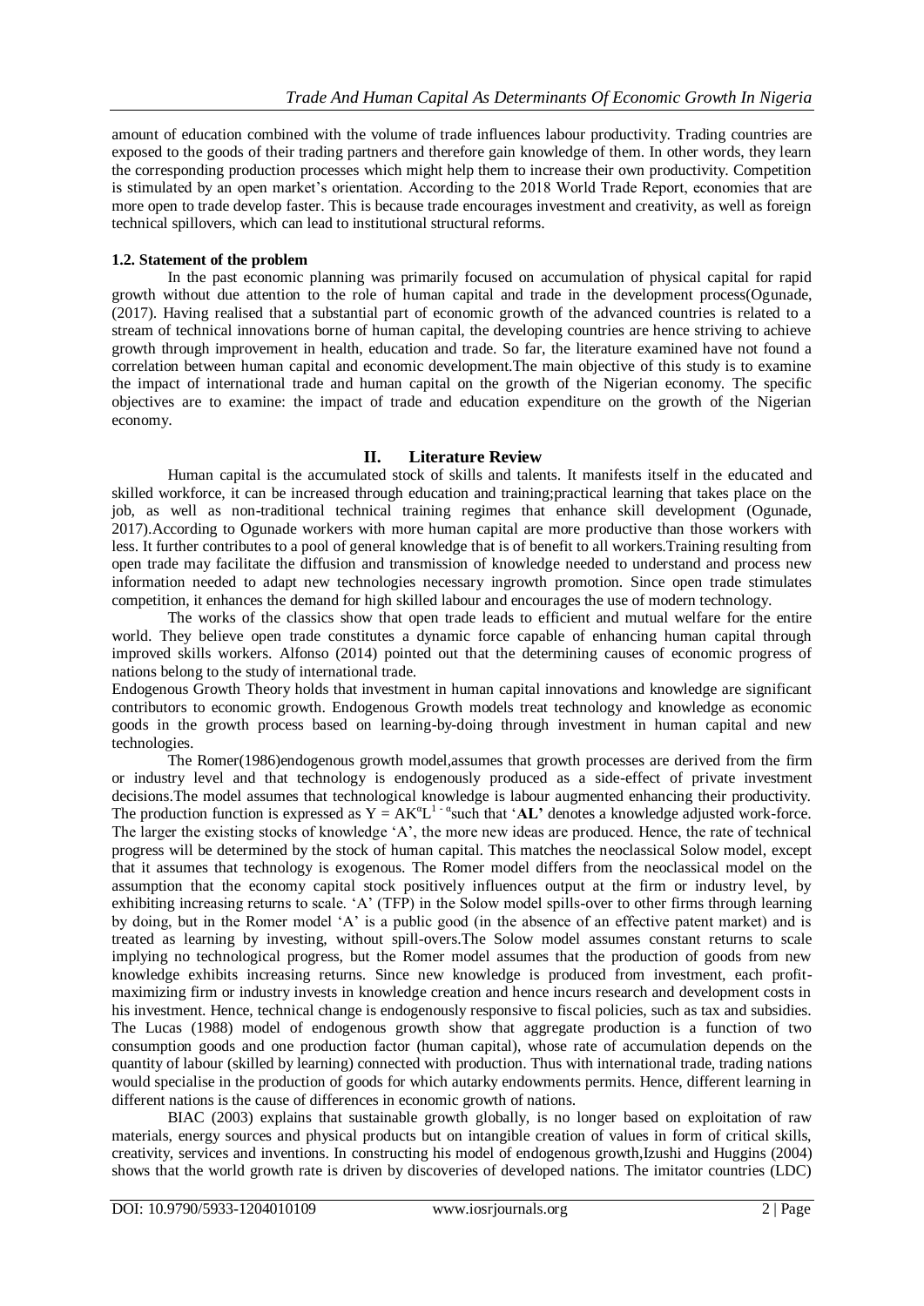amount of education combined with the volume of trade influences labour productivity. Trading countries are exposed to the goods of their trading partners and therefore gain knowledge of them. In other words, they learn the corresponding production processes which might help them to increase their own productivity. Competition is stimulated by an open market's orientation. According to the 2018 World Trade Report, economies that are more open to trade develop faster. This is because trade encourages investment and creativity, as well as foreign technical spillovers, which can lead to institutional structural reforms.

### 1.2. Statement of the problem

In the past economic planning was primarily focused on accumulation of physical capital for rapid growth without due attention to the role of human capital and trade in the development process(Ogunade, (2017). Having realised that a substantial part of economic growth of the advanced countries is related to a stream of technical innovations borne of human capital, the developing countries are hence striving to achieve growth through improvement in health, education and trade. So far, the literature examined have not found a correlation between human capital and economic development.The main objective of this study is to examine the impact of international trade and human capital on the growth of the Nigerian economy. The specific objectives are to examine: the impact of trade and education expenditure on the growth of the Nigerian economy.

## II. Literature Review

Human capital is the accumulated stock of skills and talents. It manifests itself in the educated and skilled workforce, it can be increased through education and training;practical learning that takes place on the job, as well as non-traditional technical training regimes that enhance skill development (Ogunade, 2017).According to Ogunade workers with more human capital are more productive than those workers with less. It further contributes to a pool of general knowledge that is of benefit to all workers.Training resulting from open trade may facilitate the diffusion and transmission of knowledge needed to understand and process new information needed to adapt new technologies necessary ingrowth promotion. Since open trade stimulates competition, it enhances the demand for high skilled labour and encourages the use of modern technology.

The works of the classics show that open trade leads to efficient and mutual welfare for the entire world. They believe open trade constitutes a dynamic force capable of enhancing human capital through improved skills workers. Alfonso (2014) pointed out that the determining causes of economic progress of nations belong to the study of international trade.

Endogenous Growth Theory holds that investment in human capital innovations and knowledge are significant contributors to economic growth. Endogenous Growth models treat technology and knowledge as economic goods in the growth process based on learning-by-doing through investment in human capital and new technologies.

The Romer(1986)endogenous growth model,assumes that growth processes are derived from the firm or industry level and that technology is endogenously produced as a side-effect of private investment decisions.The model assumes that technological knowledge is labour augmented enhancing their productivity. The production function is expressed as $Y = AK^{\alpha}L^{1-\alpha}$such that '**AL'** denotes a knowledge adjusted work-force. The larger the existing stocks of knowledge 'A', the more new ideas are produced. Hence, the rate of technical progress will be determined by the stock of human capital. This matches the neoclassical Solow model, except that it assumes that technology is exogenous. The Romer model differs from the neoclassical model on the assumption that the economy capital stock positively influences output at the firm or industry level, by exhibiting increasing returns to scale. 'A' (TFP) in the Solow model spills-over to other firms through learning by doing, but in the Romer model 'A' is a public good (in the absence of an effective patent market) and is treated as learning by investing, without spill-overs.The Solow model assumes constant returns to scale implying no technological progress, but the Romer model assumes that the production of goods from new knowledge exhibits increasing returns. Since new knowledge is produced from investment, each profit-maximizing firm or industry invests in knowledge creation and hence incurs research and development costs in his investment. Hence, technical change is endogenously responsive to fiscal policies, such as tax and subsidies. The Lucas (1988) model of endogenous growth show that aggregate production is a function of two consumption goods and one production factor (human capital), whose rate of accumulation depends on the quantity of labour (skilled by learning) connected with production. Thus with international trade, trading nations would specialise in the production of goods for which autarky endowments permits. Hence, different learning in different nations is the cause of differences in economic growth of nations.

BIAC (2003) explains that sustainable growth globally, is no longer based on exploitation of raw materials, energy sources and physical products but on intangible creation of values in form of critical skills, creativity, services and inventions. In constructing his model of endogenous growth,Izushi and Huggins (2004) shows that the world growth rate is driven by discoveries of developed nations. The imitator countries (LDC)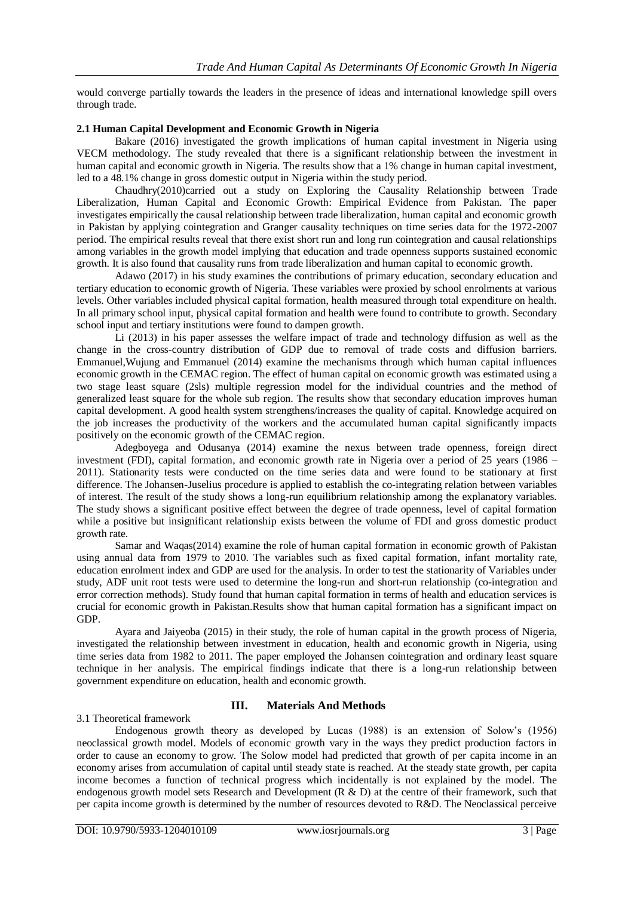would converge partially towards the leaders in the presence of ideas and international knowledge spill overs through trade.

**2.1 Human Capital Development and Economic Growth in Nigeria**

Bakare (2016) investigated the growth implications of human capital investment in Nigeria using VECM methodology. The study revealed that there is a significant relationship between the investment in human capital and economic growth in Nigeria. The results show that a 1% change in human capital investment, led to a 48.1% change in gross domestic output in Nigeria within the study period.

Chaudhry(2010)carried out a study on Exploring the Causality Relationship between Trade Liberalization, Human Capital and Economic Growth: Empirical Evidence from Pakistan. The paper investigates empirically the causal relationship between trade liberalization, human capital and economic growth in Pakistan by applying cointegration and Granger causality techniques on time series data for the 1972-2007 period. The empirical results reveal that there exist short run and long run cointegration and causal relationships among variables in the growth model implying that education and trade openness supports sustained economic growth. It is also found that causality runs from trade liberalization and human capital to economic growth.

Adawo (2017) in his study examines the contributions of primary education, secondary education and tertiary education to economic growth of Nigeria. These variables were proxied by school enrolments at various levels. Other variables included physical capital formation, health measured through total expenditure on health. In all primary school input, physical capital formation and health were found to contribute to growth. Secondary school input and tertiary institutions were found to dampen growth.

Li (2013) in his paper assesses the welfare impact of trade and technology diffusion as well as the change in the cross-country distribution of GDP due to removal of trade costs and diffusion barriers. Emmanuel,Wujung and Emmanuel (2014) examine the mechanisms through which human capital influences economic growth in the CEMAC region. The effect of human capital on economic growth was estimated using a two stage least square (2sls) multiple regression model for the individual countries and the method of generalized least square for the whole sub region. The results show that secondary education improves human capital development. A good health system strengthens/increases the quality of capital. Knowledge acquired on the job increases the productivity of the workers and the accumulated human capital significantly impacts positively on the economic growth of the CEMAC region.

Adegboyega and Odusanya (2014) examine the nexus between trade openness, foreign direct investment (FDI), capital formation, and economic growth rate in Nigeria over a period of 25 years (1986 – 2011). Stationarity tests were conducted on the time series data and were found to be stationary at first difference. The Johansen-Juselius procedure is applied to establish the co-integrating relation between variables of interest. The result of the study shows a long-run equilibrium relationship among the explanatory variables. The study shows a significant positive effect between the degree of trade openness, level of capital formation while a positive but insignificant relationship exists between the volume of FDI and gross domestic product growth rate.

Samar and Waqas(2014) examine the role of human capital formation in economic growth of Pakistan using annual data from 1979 to 2010. The variables such as fixed capital formation, infant mortality rate, education enrolment index and GDP are used for the analysis. In order to test the stationarity of Variables under study, ADF unit root tests were used to determine the long-run and short-run relationship (co-integration and error correction methods). Study found that human capital formation in terms of health and education services is crucial for economic growth in Pakistan.Results show that human capital formation has a significant impact on GDP.

Ayara and Jaiyeoba (2015) in their study, the role of human capital in the growth process of Nigeria, investigated the relationship between investment in education, health and economic growth in Nigeria, using time series data from 1982 to 2011. The paper employed the Johansen cointegration and ordinary least square technique in her analysis. The empirical findings indicate that there is a long-run relationship between government expenditure on education, health and economic growth.

## III. Materials And Methods

3.1 Theoretical framework

Endogenous growth theory as developed by Lucas (1988) is an extension of Solow's (1956) neoclassical growth model. Models of economic growth vary in the ways they predict production factors in order to cause an economy to grow. The Solow model had predicted that growth of per capita income in an economy arises from accumulation of capital until steady state is reached. At the steady state growth, per capita income becomes a function of technical progress which incidentally is not explained by the model. The endogenous growth model sets Research and Development (R & D) at the centre of their framework, such that per capita income growth is determined by the number of resources devoted to R&D. The Neoclassical perceive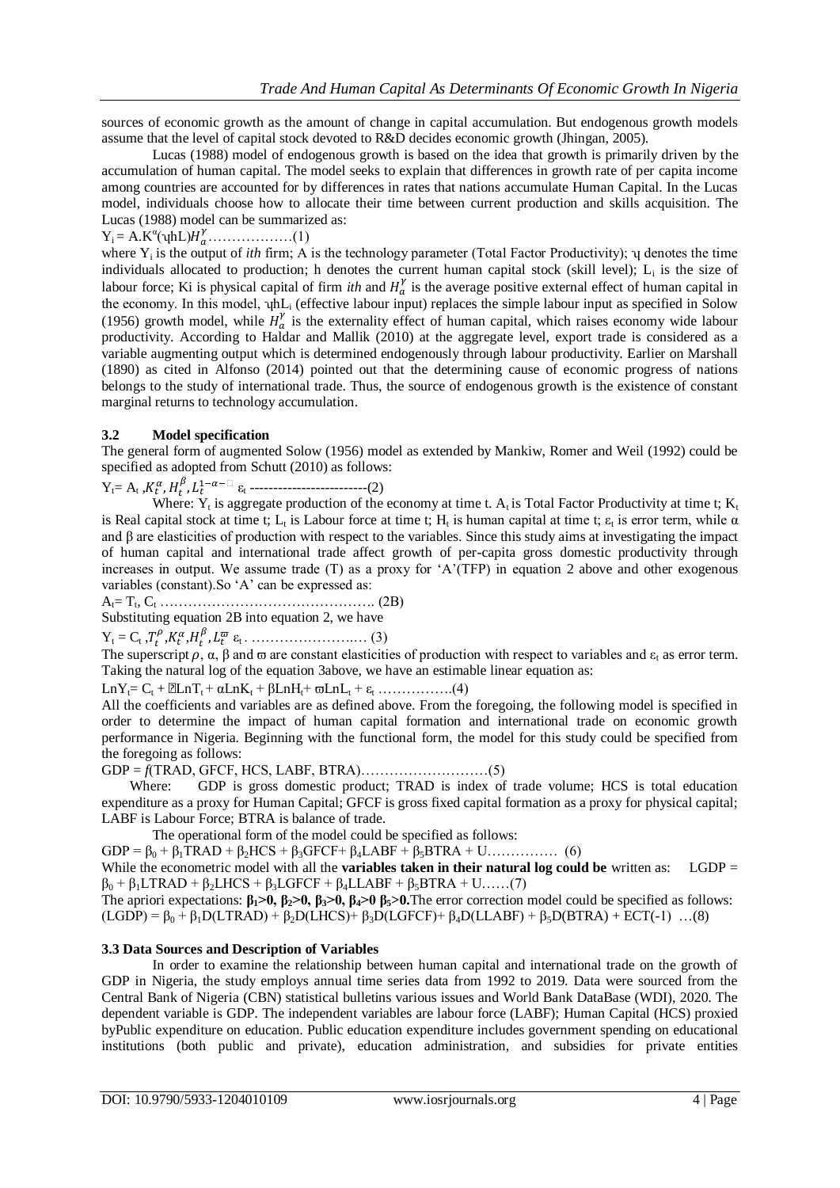sources of economic growth as the amount of change in capital accumulation. But endogenous growth models assume that the level of capital stock devoted to R&D decides economic growth (Jhingan, 2005).

Lucas (1988) model of endogenous growth is based on the idea that growth is primarily driven by the accumulation of human capital. The model seeks to explain that differences in growth rate of per capita income among countries are accounted for by differences in rates that nations accumulate Human Capital. In the Lucas model, individuals choose how to allocate their time between current production and skills acquisition. The Lucas (1988) model can be summarized as:

$Y_i = A.K^{\alpha}(\text{ɥ}hL)H_a^{\gamma}$………………(1)

where $Y_i$ is the output of *ith* firm; A is the technology parameter (Total Factor Productivity); ɥ denotes the time individuals allocated to production; h denotes the current human capital stock (skill level); $L_i$ is the size of labour force; Ki is physical capital of firm *ith* and $H_a^{\gamma}$ is the average positive external effect of human capital in the economy. In this model, ɥh$L_i$ (effective labour input) replaces the simple labour input as specified in Solow (1956) growth model, while $H_a^{\gamma}$ is the externality effect of human capital, which raises economy wide labour productivity. According to Haldar and Mallik (2010) at the aggregate level, export trade is considered as a variable augmenting output which is determined endogenously through labour productivity. Earlier on Marshall (1890) as cited in Alfonso (2014) pointed out that the determining cause of economic progress of nations belongs to the study of international trade. Thus, the source of endogenous growth is the existence of constant marginal returns to technology accumulation.

### 3.2 Model specification

The general form of augmented Solow (1956) model as extended by Mankiw, Romer and Weil (1992) could be specified as adopted from Schutt (2010) as follows:

$Y_t = A_t, K_t^{\alpha}, H_t^{\beta}, L_t^{1-\alpha-}$ $\varepsilon_t$ -------------------------(2)

Where: $Y_t$ is aggregate production of the economy at time t. $A_t$ is Total Factor Productivity at time t; $K_t$ is Real capital stock at time t; $L_t$ is Labour force at time t; $H_t$ is human capital at time t; $\varepsilon_t$ is error term, while α and β are elasticities of production with respect to the variables. Since this study aims at investigating the impact of human capital and international trade affect growth of per-capita gross domestic productivity through increases in output. We assume trade (T) as a proxy for 'A'(TFP) in equation 2 above and other exogenous variables (constant).So 'A' can be expressed as:

$A_t = T_t, C_t$ ………………………………………. (2B)

Substituting equation 2B into equation 2, we have

$Y_t = C_t, T_t^{\rho}, K_t^{\alpha}, H_t^{\beta}, L_t^{\varpi}$ $\varepsilon_t$. ……………………… (3)

The superscript ρ, α, β and ϖ are constant elasticities of production with respect to variables and $\varepsilon_t$ as error term. Taking the natural log of the equation 3above, we have an estimable linear equation as:

$LnY_t = C_t + \rho LnT_t + \alpha LnK_t + \beta LnH_t + \varpi LnL_t + \varepsilon_t$ …………….(4)

All the coefficients and variables are as defined above. From the foregoing, the following model is specified in order to determine the impact of human capital formation and international trade on economic growth performance in Nigeria. Beginning with the functional form, the model for this study could be specified from the foregoing as follows:

GDP = *f*(TRAD, GFCF, HCS, LABF, BTRA)………………………(5)

Where: GDP is gross domestic product; TRAD is index of trade volume; HCS is total education expenditure as a proxy for Human Capital; GFCF is gross fixed capital formation as a proxy for physical capital; LABF is Labour Force; BTRA is balance of trade.

The operational form of the model could be specified as follows:

$GDP = \beta_0 + \beta_1 TRAD + \beta_2 HCS + \beta_3 GFCF + \beta_4 LABF + \beta_5 BTRA + U$…………… (6)

While the econometric model with all the **variables taken in their natural log could be** written as: $LGDP = \beta_0 + \beta_1 LTRAD + \beta_2 LHCS + \beta_3 LGFCF + \beta_4 LLABF + \beta_5 BTRA + U$……(7)

The apriori expectations: **$\beta_1>0, \beta_2>0, \beta_3>0, \beta_4>0$ $\beta_5>0$.** The error correction model could be specified as follows: $(LGDP) = \beta_0 + \beta_1 D(LTRAD) + \beta_2 D(LHCS) + \beta_3 D(LGFCF) + \beta_4 D(LLABF) + \beta_5 D(BTRA) + ECT(-1)$ …(8)

### 3.3 Data Sources and Description of Variables

In order to examine the relationship between human capital and international trade on the growth of GDP in Nigeria, the study employs annual time series data from 1992 to 2019. Data were sourced from the Central Bank of Nigeria (CBN) statistical bulletins various issues and World Bank DataBase (WDI), 2020. The dependent variable is GDP. The independent variables are labour force (LABF); Human Capital (HCS) proxied byPublic expenditure on education. Public education expenditure includes government spending on educational institutions (both public and private), education administration, and subsidies for private entities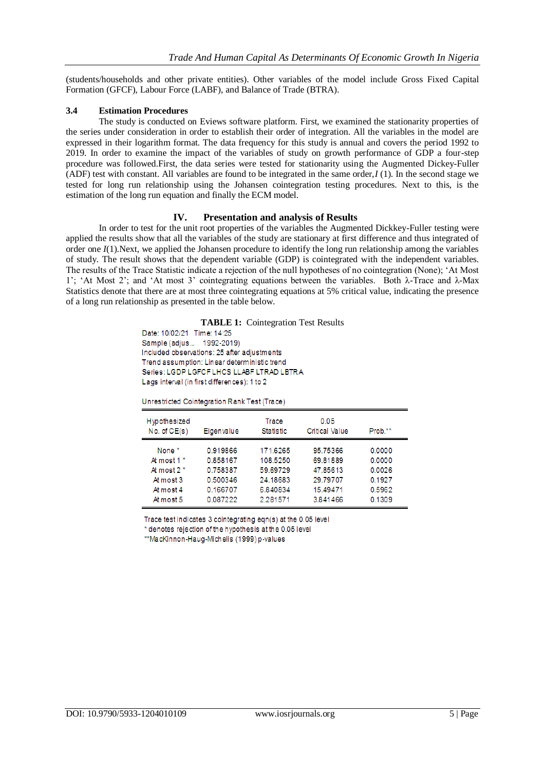(students/households and other private entities). Other variables of the model include Gross Fixed Capital Formation (GFCF), Labour Force (LABF), and Balance of Trade (BTRA).

### 3.4 Estimation Procedures

The study is conducted on Eviews software platform. First, we examined the stationarity properties of the series under consideration in order to establish their order of integration. All the variables in the model are expressed in their logarithm format. The data frequency for this study is annual and covers the period 1992 to 2019. In order to examine the impact of the variables of study on growth performance of GDP a four-step procedure was followed.First, the data series were tested for stationarity using the Augmented Dickey-Fuller (ADF) test with constant. All variables are found to be integrated in the same order,$I$ (1). In the second stage we tested for long run relationship using the Johansen cointegration testing procedures. Next to this, is the estimation of the long run equation and finally the ECM model.

## IV. Presentation and analysis of Results

In order to test for the unit root properties of the variables the Augmented Dickey-Fuller testing were applied the results show that all the variables of the study are stationary at first difference and thus integrated of order one $I$(1).Next, we applied the Johansen procedure to identify the long run relationship among the variables of study. The result shows that the dependent variable (GDP) is cointegrated with the independent variables. The results of the Trace Statistic indicate a rejection of the null hypotheses of no cointegration (None); 'At Most 1'; 'At Most 2'; and 'At most 3' cointegrating equations between the variables. Both λ-Trace and λ-Max Statistics denote that there are at most three cointegrating equations at 5% critical value, indicating the presence of a long run relationship as presented in the table below.

**TABLE 1:** Cointegration Test Results

Date: 10/02/21 Time: 14:25
Sample (adjus... 1992-2019)
Included observations: 25 after adjustments
Trend assumption: Linear deterministic trend
Series: LGDP LGFCF LHCS LLABF LTRAD LBTRA
Lags interval (in first differences): 1 to 2

Unrestricted Cointegration Rank Test (Trace)

| Hypothesized No. of CE(s) | Eigenvalue | Trace Statistic | 0.05 Critical Value | Prob.** |
|---|---|---|---|---|
| None * | 0.919866 | 171.6265 | 95.75366 | 0.0000 |
| At most 1 * | 0.858167 | 108.5250 | 69.81889 | 0.0000 |
| At most 2 * | 0.758387 | 59.69729 | 47.85613 | 0.0026 |
| At most 3 | 0.500346 | 24.18683 | 29.79707 | 0.1927 |
| At most 4 | 0.166707 | 6.840834 | 15.49471 | 0.5962 |
| At most 5 | 0.087222 | 2.281571 | 3.841466 | 0.1309 |

Trace test indicates 3 cointegrating eqn(s) at the 0.05 level
* denotes rejection of the hypothesis at the 0.05 level
**MacKinnon-Haug-Michelis (1999) p-values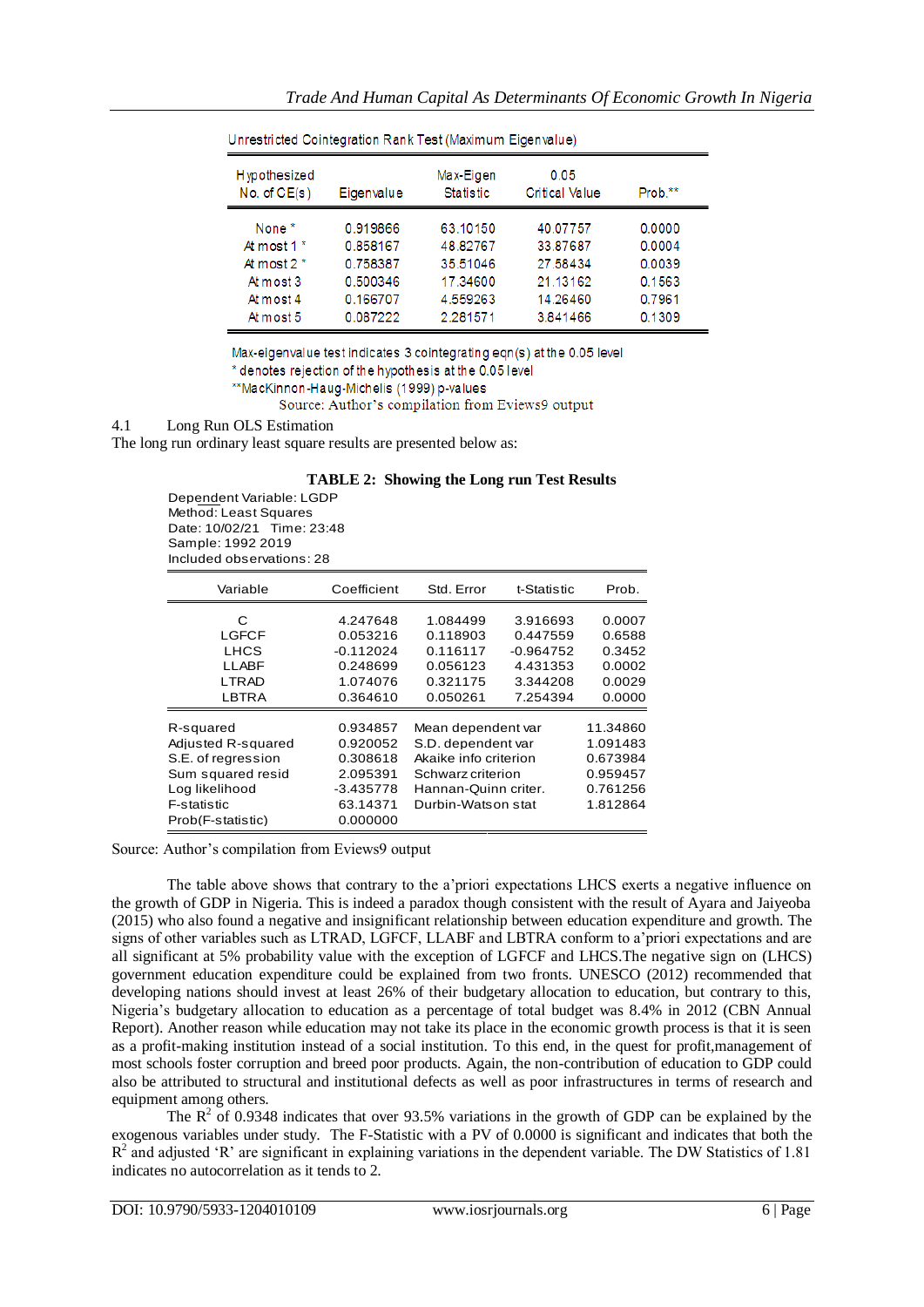Unrestricted Cointegration Rank Test (Maximum Eigenvalue)

| Hypothesized No. of CE(s) | Eigenvalue | Max-Eigen Statistic | 0.05 Critical Value | Prob.** |
|---|---|---|---|---|
| None * | 0.919866 | 63.10150 | 40.07757 | 0.0000 |
| At most 1 * | 0.858167 | 48.82767 | 33.87687 | 0.0004 |
| At most 2 * | 0.758387 | 35.51046 | 27.58434 | 0.0039 |
| At most 3 | 0.500346 | 17.34600 | 21.13162 | 0.1563 |
| At most 4 | 0.166707 | 4.559263 | 14.26460 | 0.7961 |
| At most 5 | 0.087222 | 2.281571 | 3.841466 | 0.1309 |

Max-eigenvalue test indicates 3 cointegrating eqn(s) at the 0.05 level
* denotes rejection of the hypothesis at the 0.05 level
**MacKinnon-Haug-Michelis (1999) p-values
Source: Author's compilation from Eviews9 output

4.1 Long Run OLS Estimation

The long run ordinary least square results are presented below as:

**TABLE 2: Showing the Long run Test Results**

Dependent Variable: LGDP
Method: Least Squares
Date: 10/02/21 Time: 23:48
Sample: 1992 2019
Included observations: 28

| Variable | Coefficient | Std. Error | t-Statistic | Prob. |
|---|---|---|---|---|
| C | 4.247648 | 1.084499 | 3.916693 | 0.0007 |
| LGFCF | 0.053216 | 0.118903 | 0.447559 | 0.6588 |
| LHCS | -0.112024 | 0.116117 | -0.964752 | 0.3452 |
| LLABF | 0.248699 | 0.056123 | 4.431353 | 0.0002 |
| LTRAD | 1.074076 | 0.321175 | 3.344208 | 0.0029 |
| LBTRA | 0.364610 | 0.050261 | 7.254394 | 0.0000 |

| | | | |
|---|---|---|---|
| R-squared | 0.934857 | Mean dependent var | 11.34860 |
| Adjusted R-squared | 0.920052 | S.D. dependent var | 1.091483 |
| S.E. of regression | 0.308618 | Akaike info criterion | 0.673984 |
| Sum squared resid | 2.095391 | Schwarz criterion | 0.959457 |
| Log likelihood | -3.435778 | Hannan-Quinn criter. | 0.761256 |
| F-statistic | 63.14371 | Durbin-Watson stat | 1.812864 |
| Prob(F-statistic) | 0.000000 | | |

Source: Author's compilation from Eviews9 output

The table above shows that contrary to the a'priori expectations LHCS exerts a negative influence on the growth of GDP in Nigeria. This is indeed a paradox though consistent with the result of Ayara and Jaiyeoba (2015) who also found a negative and insignificant relationship between education expenditure and growth. The signs of other variables such as LTRAD, LGFCF, LLABF and LBTRA conform to a'priori expectations and are all significant at 5% probability value with the exception of LGFCF and LHCS.The negative sign on (LHCS) government education expenditure could be explained from two fronts. UNESCO (2012) recommended that developing nations should invest at least 26% of their budgetary allocation to education, but contrary to this, Nigeria's budgetary allocation to education as a percentage of total budget was 8.4% in 2012 (CBN Annual Report). Another reason while education may not take its place in the economic growth process is that it is seen as a profit-making institution instead of a social institution. To this end, in the quest for profit,management of most schools foster corruption and breed poor products. Again, the non-contribution of education to GDP could also be attributed to structural and institutional defects as well as poor infrastructures in terms of research and equipment among others.

The $R^2$ of 0.9348 indicates that over 93.5% variations in the growth of GDP can be explained by the exogenous variables under study. The F-Statistic with a PV of 0.0000 is significant and indicates that both the $R^2$ and adjusted 'R' are significant in explaining variations in the dependent variable. The DW Statistics of 1.81 indicates no autocorrelation as it tends to 2.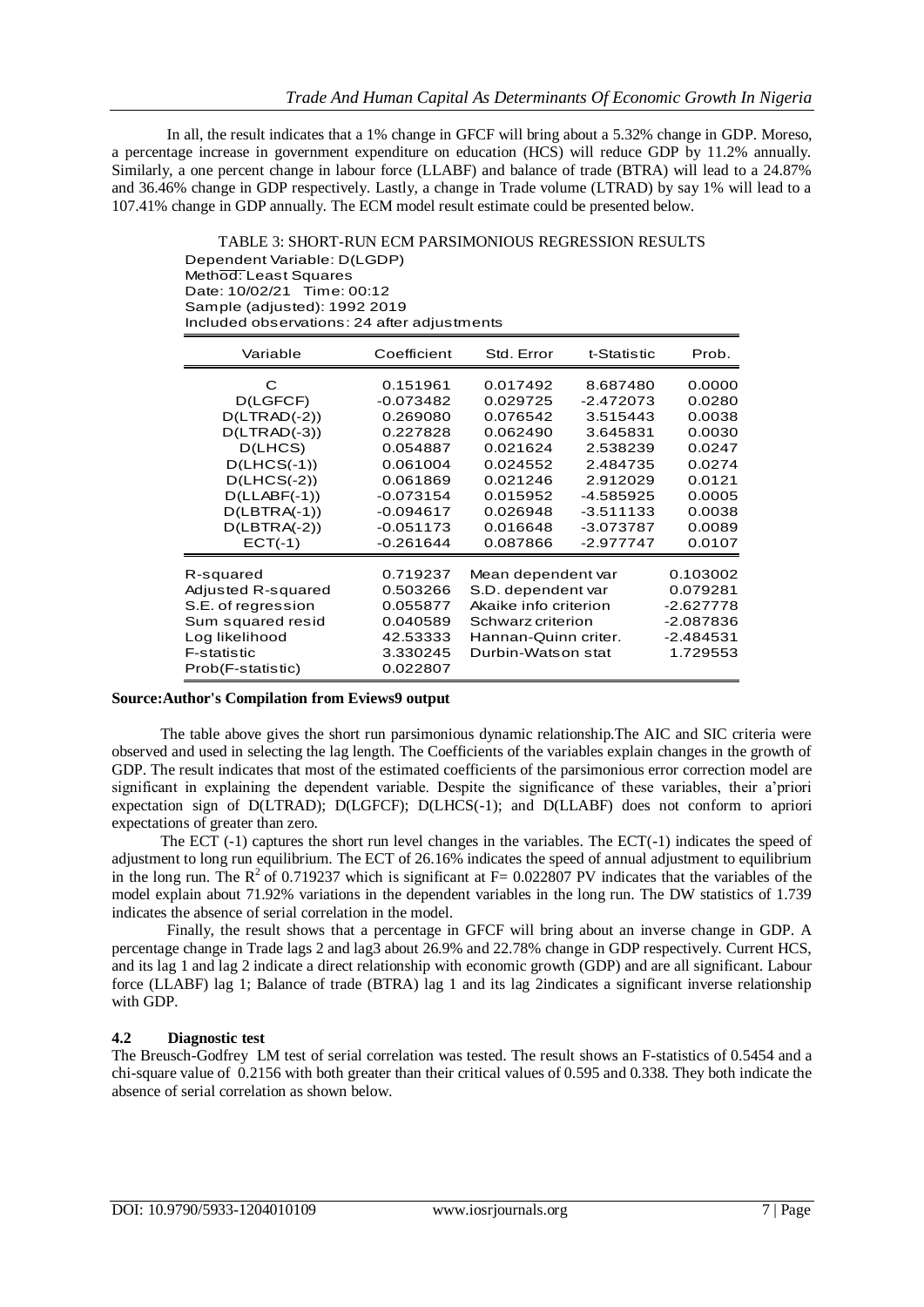In all, the result indicates that a 1% change in GFCF will bring about a 5.32% change in GDP. Moreso, a percentage increase in government expenditure on education (HCS) will reduce GDP by 11.2% annually. Similarly, a one percent change in labour force (LLABF) and balance of trade (BTRA) will lead to a 24.87% and 36.46% change in GDP respectively. Lastly, a change in Trade volume (LTRAD) by say 1% will lead to a 107.41% change in GDP annually. The ECM model result estimate could be presented below.

TABLE 3: SHORT-RUN ECM PARSIMONIOUS REGRESSION RESULTS

Dependent Variable: D(LGDP)
Method: Least Squares
Date: 10/02/21 Time: 00:12
Sample (adjusted): 1992 2019
Included observations: 24 after adjustments

| Variable | Coefficient | Std. Error | t-Statistic | Prob. |
|---|---|---|---|---|
| C | 0.151961 | 0.017492 | 8.687480 | 0.0000 |
| D(LGFCF) | -0.073482 | 0.029725 | -2.472073 | 0.0280 |
| D(LTRAD(-2)) | 0.269080 | 0.076542 | 3.515443 | 0.0038 |
| D(LTRAD(-3)) | 0.227828 | 0.062490 | 3.645831 | 0.0030 |
| D(LHCS) | 0.054887 | 0.021624 | 2.538239 | 0.0247 |
| D(LHCS(-1)) | 0.061004 | 0.024552 | 2.484735 | 0.0274 |
| D(LHCS(-2)) | 0.061869 | 0.021246 | 2.912029 | 0.0121 |
| D(LLABF(-1)) | -0.073154 | 0.015952 | -4.585925 | 0.0005 |
| D(LBTRA(-1)) | -0.094617 | 0.026948 | -3.511133 | 0.0038 |
| D(LBTRA(-2)) | -0.051173 | 0.016648 | -3.073787 | 0.0089 |
| ECT(-1) | -0.261644 | 0.087866 | -2.977747 | 0.0107 |

| | | | |
|---|---|---|---|
| R-squared | 0.719237 | Mean dependent var | 0.103002 |
| Adjusted R-squared | 0.503266 | S.D. dependent var | 0.079281 |
| S.E. of regression | 0.055877 | Akaike info criterion | -2.627778 |
| Sum squared resid | 0.040589 | Schwarz criterion | -2.087836 |
| Log likelihood | 42.53333 | Hannan-Quinn criter. | -2.484531 |
| F-statistic | 3.330245 | Durbin-Watson stat | 1.729553 |
| Prob(F-statistic) | 0.022807 | | |

**Source:Author's Compilation from Eviews9 output**

The table above gives the short run parsimonious dynamic relationship.The AIC and SIC criteria were observed and used in selecting the lag length. The Coefficients of the variables explain changes in the growth of GDP. The result indicates that most of the estimated coefficients of the parsimonious error correction model are significant in explaining the dependent variable. Despite the significance of these variables, their a'priori expectation sign of D(LTRAD); D(LGFCF); D(LHCS(-1); and D(LLABF) does not conform to apriori expectations of greater than zero.

The ECT (-1) captures the short run level changes in the variables. The ECT(-1) indicates the speed of adjustment to long run equilibrium. The ECT of 26.16% indicates the speed of annual adjustment to equilibrium in the long run. The $R^2$ of 0.719237 which is significant at F= 0.022807 PV indicates that the variables of the model explain about 71.92% variations in the dependent variables in the long run. The DW statistics of 1.739 indicates the absence of serial correlation in the model.

Finally, the result shows that a percentage in GFCF will bring about an inverse change in GDP. A percentage change in Trade lags 2 and lag3 about 26.9% and 22.78% change in GDP respectively. Current HCS, and its lag 1 and lag 2 indicate a direct relationship with economic growth (GDP) and are all significant. Labour force (LLABF) lag 1; Balance of trade (BTRA) lag 1 and its lag 2indicates a significant inverse relationship with GDP.

## 4.2 Diagnostic test

The Breusch-Godfrey LM test of serial correlation was tested. The result shows an F-statistics of 0.5454 and a chi-square value of 0.2156 with both greater than their critical values of 0.595 and 0.338. They both indicate the absence of serial correlation as shown below.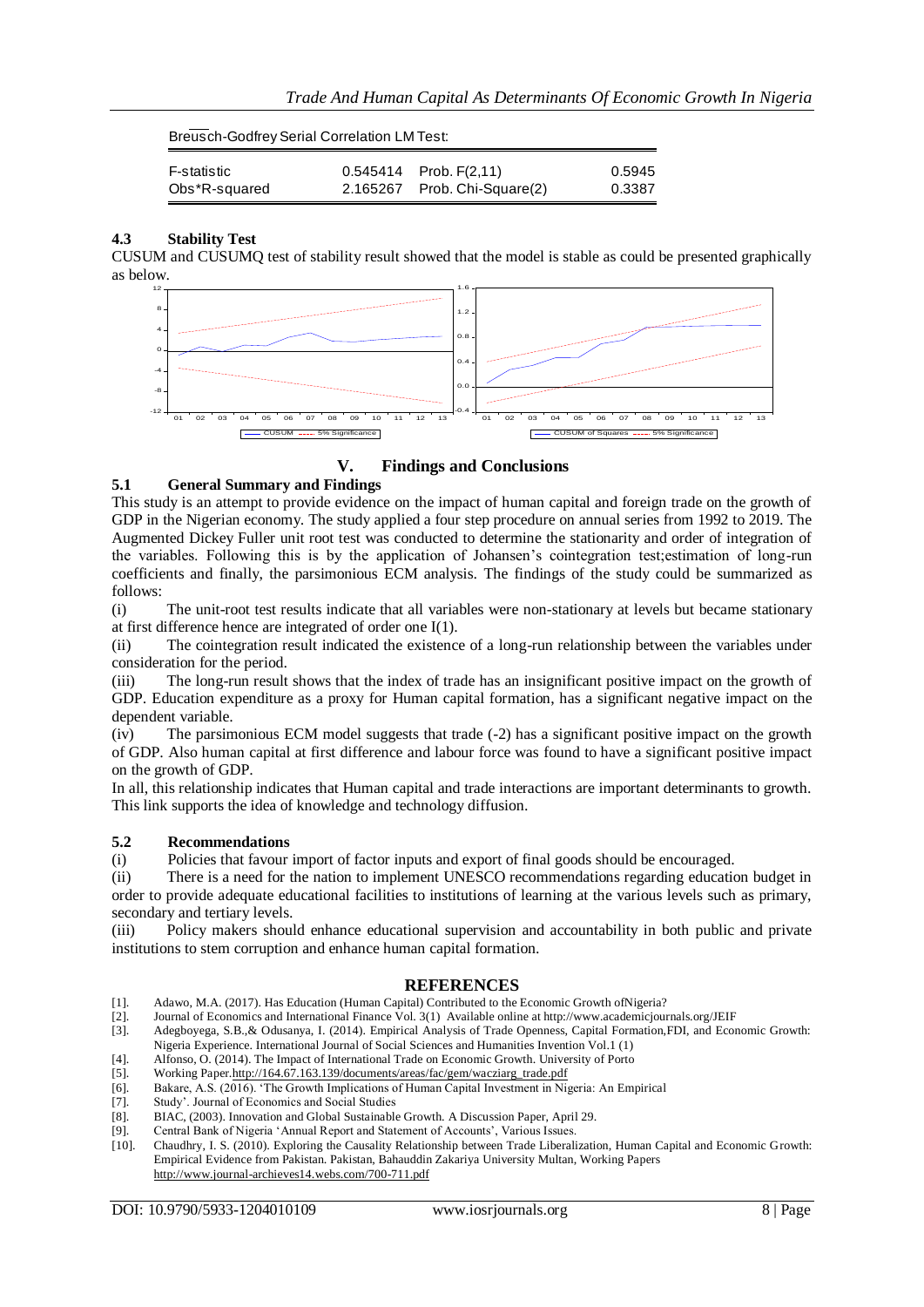Breusch-Godfrey Serial Correlation LM Test:

| | | | |
|---|---|---|---|
| F-statistic | 0.545414 | Prob. F(2,11) | 0.5945 |
| Obs*R-squared | 2.165267 | Prob. Chi-Square(2) | 0.3387 |

### 4.3 Stability Test

CUSUM and CUSUMQ test of stability result showed that the model is stable as could be presented graphically as below.

## V. Findings and Conclusions

### 5.1 General Summary and Findings

This study is an attempt to provide evidence on the impact of human capital and foreign trade on the growth of GDP in the Nigerian economy. The study applied a four step procedure on annual series from 1992 to 2019. The Augmented Dickey Fuller unit root test was conducted to determine the stationarity and order of integration of the variables. Following this is by the application of Johansen's cointegration test;estimation of long-run coefficients and finally, the parsimonious ECM analysis. The findings of the study could be summarized as follows:

(i) The unit-root test results indicate that all variables were non-stationary at levels but became stationary at first difference hence are integrated of order one I(1).

(ii) The cointegration result indicated the existence of a long-run relationship between the variables under consideration for the period.

(iii) The long-run result shows that the index of trade has an insignificant positive impact on the growth of GDP. Education expenditure as a proxy for Human capital formation, has a significant negative impact on the dependent variable.

(iv) The parsimonious ECM model suggests that trade (-2) has a significant positive impact on the growth of GDP. Also human capital at first difference and labour force was found to have a significant positive impact on the growth of GDP.

In all, this relationship indicates that Human capital and trade interactions are important determinants to growth. This link supports the idea of knowledge and technology diffusion.

### 5.2 Recommendations

(i) Policies that favour import of factor inputs and export of final goods should be encouraged.

(ii) There is a need for the nation to implement UNESCO recommendations regarding education budget in order to provide adequate educational facilities to institutions of learning at the various levels such as primary, secondary and tertiary levels.

(iii) Policy makers should enhance educational supervision and accountability in both public and private institutions to stem corruption and enhance human capital formation.

## REFERENCES

[1]. Adawo, M.A. (2017). Has Education (Human Capital) Contributed to the Economic Growth ofNigeria?
[2]. Journal of Economics and International Finance Vol. 3(1) Available online at http://www.academicjournals.org/JEIF
[3]. Adegboyega, S.B.,& Odusanya, I. (2014). Empirical Analysis of Trade Openness, Capital Formation,FDI, and Economic Growth: Nigeria Experience. International Journal of Social Sciences and Humanities Invention Vol.1 (1)
[4]. Alfonso, O. (2014). The Impact of International Trade on Economic Growth. University of Porto
[5]. Working Paper.http://164.67.163.139/documents/areas/fac/gem/wacziarg_trade.pdf
[6]. Bakare, A.S. (2016). 'The Growth Implications of Human Capital Investment in Nigeria: An Empirical
[7]. Study'. Journal of Economics and Social Studies
[8]. BIAC, (2003). Innovation and Global Sustainable Growth. A Discussion Paper, April 29.
[9]. Central Bank of Nigeria 'Annual Report and Statement of Accounts', Various Issues.
[10]. Chaudhry, I. S. (2010). Exploring the Causality Relationship between Trade Liberalization, Human Capital and Economic Growth: Empirical Evidence from Pakistan. Pakistan, Bahauddin Zakariya University Multan, Working Papers http://www.journal-archieves14.webs.com/700-711.pdf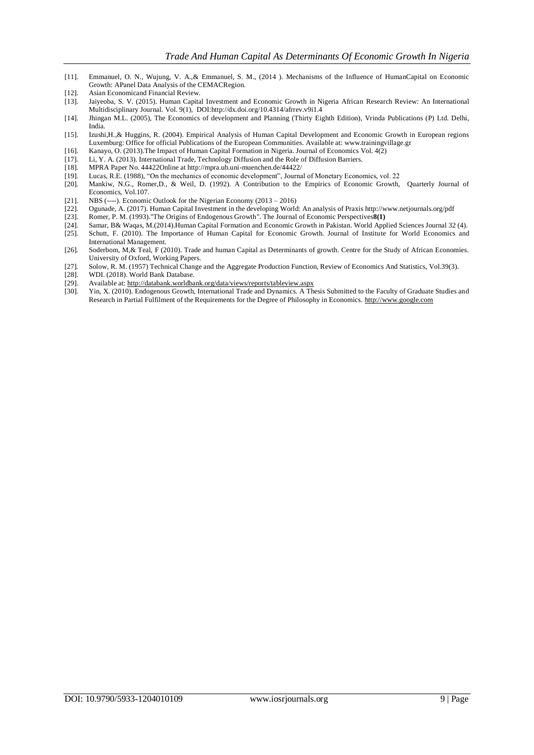[11]. Emmanuel, O. N., Wujung, V. A.,& Emmanuel, S. M., (2014 ). Mechanisms of the Influence of HumanCapital on Economic Growth: APanel Data Analysis of the CEMACRegion.

[12]. Asian Economicand Financial Review.

[13]. Jaiyeoba, S. V. (2015). Human Capital Investment and Economic Growth in Nigeria African Research Review: An International Multidisciplinary Journal. Vol. 9(1), DOI:http://dx.doi.org/10.4314/afrrev.v9i1.4

[14]. Jhingan M.L. (2005), The Economics of development and Planning (Thirty Eighth Edition), Vrinda Publications (P) Ltd. Delhi, India.

[15]. Izushi,H.,& Huggins, R. (2004). Empirical Analysis of Human Capital Development and Economic Growth in European regions Luxemburg: Office for official Publications of the European Communities. Available at: www.trainingvillage.gr

[16]. Kanayo, O. (2013).The Impact of Human Capital Formation in Nigeria. Journal of Economics Vol. 4(2)

[17]. Li, Y. A. (2013). International Trade, Technology Diffusion and the Role of Diffusion Barriers.

[18]. MPRA Paper No. 44422Online at http://mpra.ub.uni-muenchen.de/44422/

[19]. Lucas, R.E. (1988), "On the mechanics of economic development", Journal of Monetary Economics, vol. 22

[20]. Mankiw, N.G., Romer,D., & Weil, D. (1992). A Contribution to the Empirics of Economic Growth, Quarterly Journal of Economics, Vol.107.

[21]. NBS (----). Economic Outlook for the Nigerian Economy (2013 – 2016)

[22]. Ogunade, A. (2017). Human Capital Investment in the developing World: An analysis of Praxis http://www.netjournals.org/pdf

[23]. Romer, P. M. (1993)."The Origins of Endogenous Growth". The Journal of Economic Perspectives**8(1)**

[24]. Samar, B& Waqas, M.(2014).Human Capital Formation and Economic Growth in Pakistan. World Applied Sciences Journal 32 (4).

[25]. Schutt, F. (2010). The Importance of Human Capital for Economic Growth. Journal of Institute for World Economics and International Management.

[26]. Soderbom, M,& Teal, F (2010). Trade and human Capital as Determinants of growth. Centre for the Study of African Economies. University of Oxford, Working Papers.

[27]. Solow, R. M. (1957) Technical Change and the Aggregate Production Function, Review of Economics And Statistics, Vol.39(3).

[28]. WDI. (2018). World Bank Database.

[29]. Available at: http://databank.worldbank.org/data/views/reports/tableview.aspx

[30]. Yin, X. (2010). Endogenous Growth, International Trade and Dynamics. A Thesis Submitted to the Faculty of Graduate Studies and Research in Partial Fulfilment of the Requirements for the Degree of Philosophy in Economics. http://www.google.com